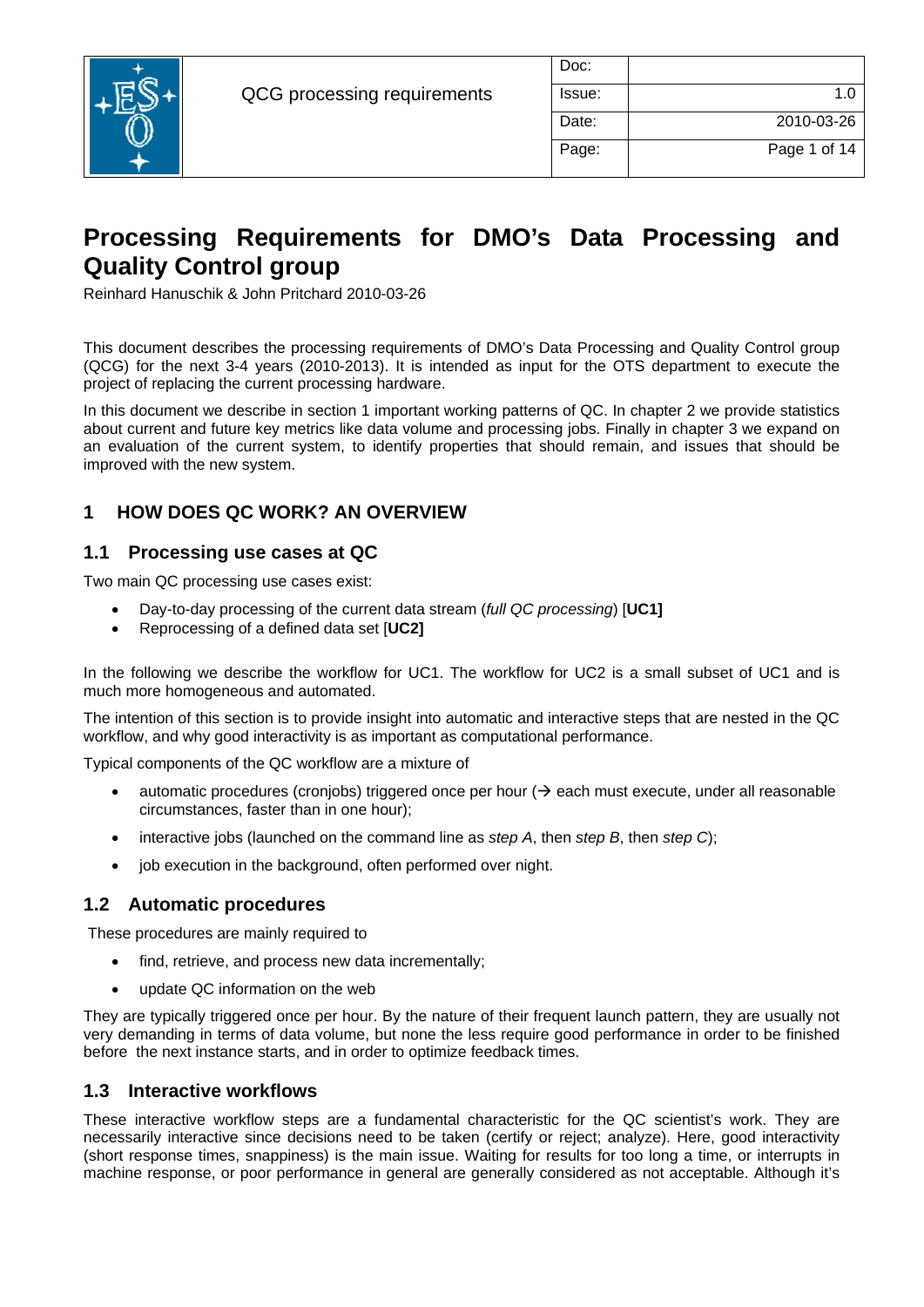# Processing Requirements for DMO's Data Processing and Quality Control group

Reinhard Hanuschik & John Pritchard 2010-03-26

This document describes the processing requirements of DMO's Data Processing and Quality Control group (QCG) for the next 3-4 years (2010-2013). It is intended as input for the OTS department to execute the project of replacing the current processing hardware.

In this document we describe in section 1 important working patterns of QC. In chapter 2 we provide statistics about current and future key metrics like data volume and processing jobs. Finally in chapter 3 we expand on an evaluation of the current system, to identify properties that should remain, and issues that should be improved with the new system.

## 1 HOW DOES QC WORK? AN OVERVIEW

### 1.1 Processing use cases at QC

Two main QC processing use cases exist:

- Day-to-day processing of the current data stream (*full QC processing*) [**UC1]**
- Reprocessing of a defined data set [**UC2]**

In the following we describe the workflow for UC1. The workflow for UC2 is a small subset of UC1 and is much more homogeneous and automated.

The intention of this section is to provide insight into automatic and interactive steps that are nested in the QC workflow, and why good interactivity is as important as computational performance.

Typical components of the QC workflow are a mixture of

- automatic procedures (cronjobs) triggered once per hour (→ each must execute, under all reasonable circumstances, faster than in one hour);
- interactive jobs (launched on the command line as *step A*, then *step B*, then *step C*);
- job execution in the background, often performed over night.

### 1.2 Automatic procedures

These procedures are mainly required to

- find, retrieve, and process new data incrementally;
- update QC information on the web

They are typically triggered once per hour. By the nature of their frequent launch pattern, they are usually not very demanding in terms of data volume, but none the less require good performance in order to be finished before the next instance starts, and in order to optimize feedback times.

### 1.3 Interactive workflows

These interactive workflow steps are a fundamental characteristic for the QC scientist's work. They are necessarily interactive since decisions need to be taken (certify or reject; analyze). Here, good interactivity (short response times, snappiness) is the main issue. Waiting for results for too long a time, or interrupts in machine response, or poor performance in general are generally considered as not acceptable. Although it's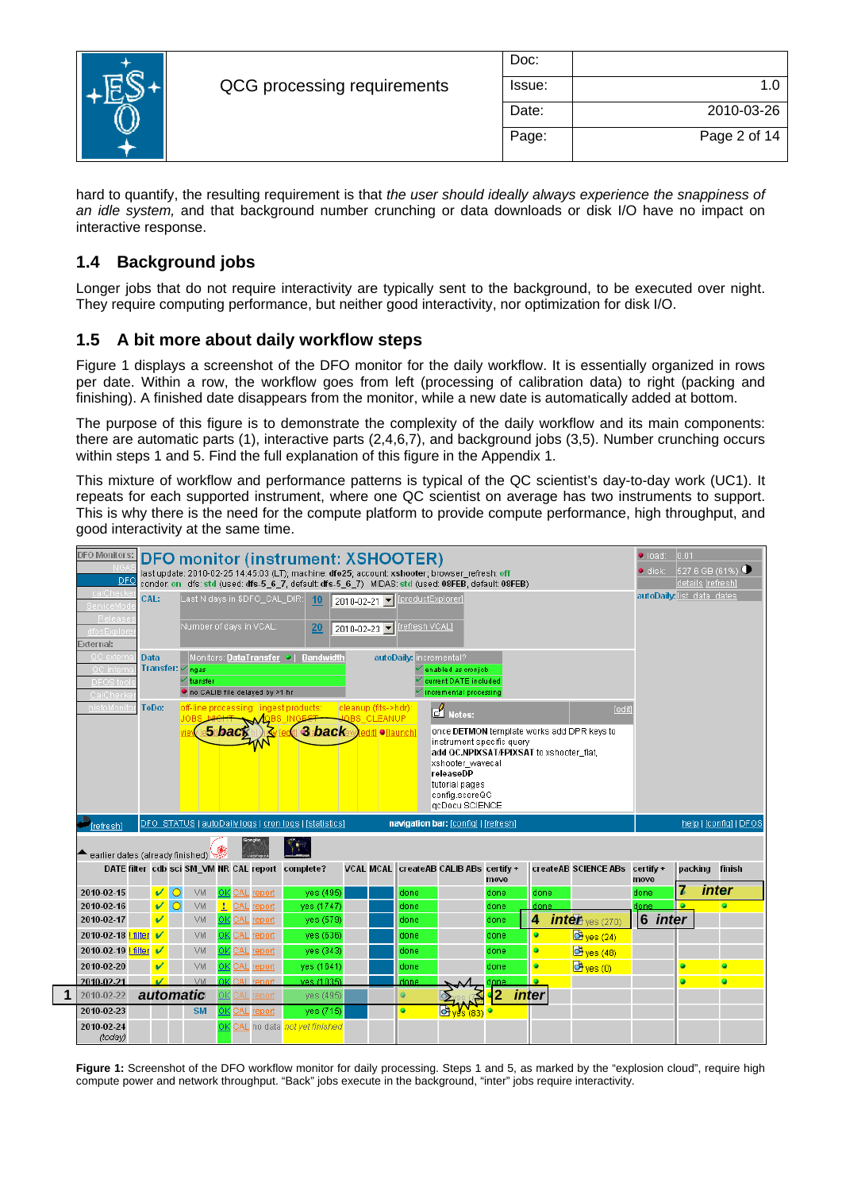hard to quantify, the resulting requirement is that *the user should ideally always experience the snappiness of an idle system,* and that background number crunching or data downloads or disk I/O have no impact on interactive response.

## 1.4 Background jobs

Longer jobs that do not require interactivity are typically sent to the background, to be executed over night. They require computing performance, but neither good interactivity, nor optimization for disk I/O.

## 1.5 A bit more about daily workflow steps

Figure 1 displays a screenshot of the DFO monitor for the daily workflow. It is essentially organized in rows per date. Within a row, the workflow goes from left (processing of calibration data) to right (packing and finishing). A finished date disappears from the monitor, while a new date is automatically added at bottom.

The purpose of this figure is to demonstrate the complexity of the daily workflow and its main components: there are automatic parts (1), interactive parts (2,4,6,7), and background jobs (3,5). Number crunching occurs within steps 1 and 5. Find the full explanation of this figure in the Appendix 1.

This mixture of workflow and performance patterns is typical of the QC scientist's day-to-day work (UC1). It repeats for each supported instrument, where one QC scientist on average has two instruments to support. This is why there is the need for the compute platform to provide compute performance, high throughput, and good interactivity at the same time.

**Figure 1:** Screenshot of the DFO workflow monitor for daily processing. Steps 1 and 5, as marked by the "explosion cloud", require high compute power and network throughput. "Back" jobs execute in the background, "inter" jobs require interactivity.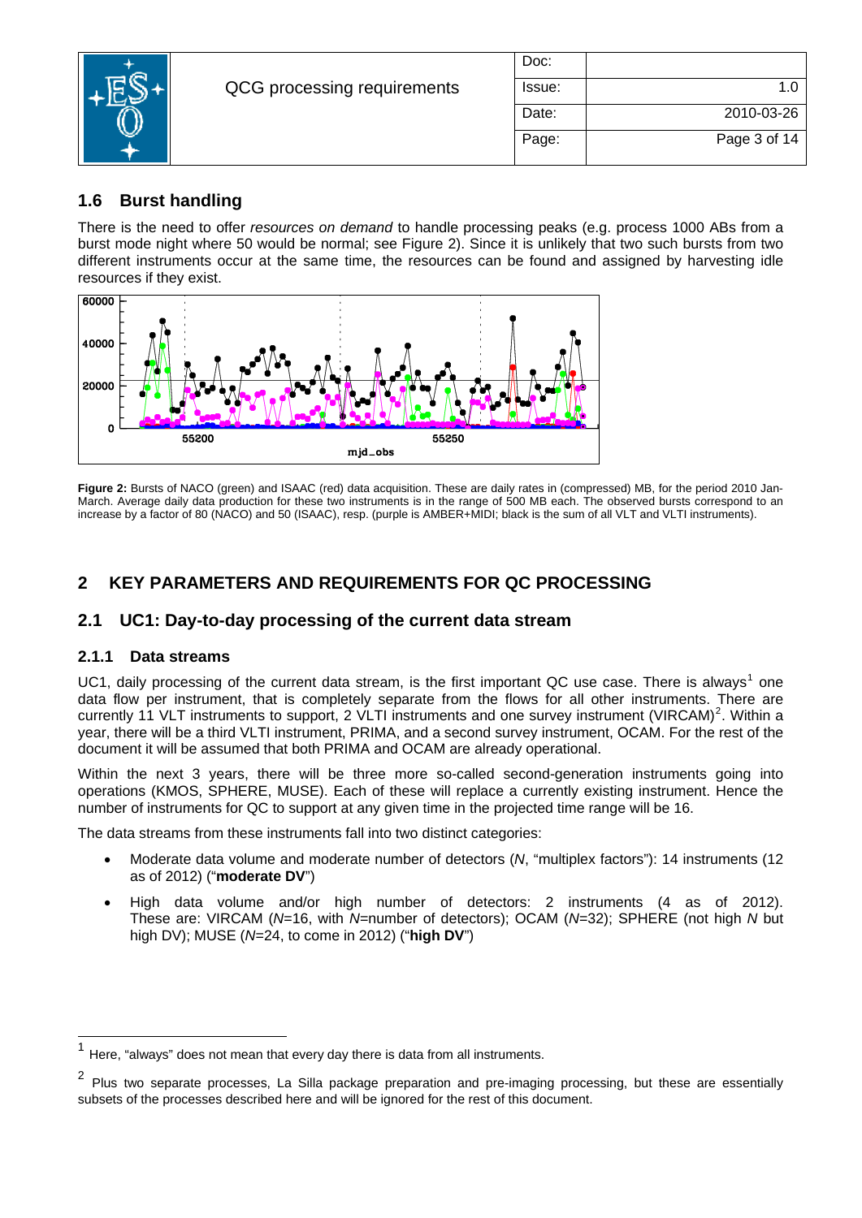## 1.6 Burst handling

There is the need to offer *resources on demand* to handle processing peaks (e.g. process 1000 ABs from a burst mode night where 50 would be normal; see Figure 2). Since it is unlikely that two such bursts from two different instruments occur at the same time, the resources can be found and assigned by harvesting idle resources if they exist.

**Figure 2:** Bursts of NACO (green) and ISAAC (red) data acquisition. These are daily rates in (compressed) MB, for the period 2010 Jan-March. Average daily data production for these two instruments is in the range of 500 MB each. The observed bursts correspond to an increase by a factor of 80 (NACO) and 50 (ISAAC), resp. (purple is AMBER+MIDI; black is the sum of all VLT and VLTI instruments).

# 2 KEY PARAMETERS AND REQUIREMENTS FOR QC PROCESSING

## 2.1 UC1: Day-to-day processing of the current data stream

### 2.1.1 Data streams

UC1, daily processing of the current data stream, is the first important QC use case. There is always[1] one data flow per instrument, that is completely separate from the flows for all other instruments. There are currently 11 VLT instruments to support, 2 VLTI instruments and one survey instrument (VIRCAM)[2]. Within a year, there will be a third VLTI instrument, PRIMA, and a second survey instrument, OCAM. For the rest of the document it will be assumed that both PRIMA and OCAM are already operational.

Within the next 3 years, there will be three more so-called second-generation instruments going into operations (KMOS, SPHERE, MUSE). Each of these will replace a currently existing instrument. Hence the number of instruments for QC to support at any given time in the projected time range will be 16.

The data streams from these instruments fall into two distinct categories:

- Moderate data volume and moderate number of detectors ($N$, "multiplex factors"): 14 instruments (12 as of 2012) ("**moderate DV**")
- High data volume and/or high number of detectors: 2 instruments (4 as of 2012). These are: VIRCAM ($N$=16, with $N$=number of detectors); OCAM ($N$=32); SPHERE (not high $N$ but high DV); MUSE ($N$=24, to come in 2012) ("**high DV**")

---

[1] Here, "always" does not mean that every day there is data from all instruments.

[2] Plus two separate processes, La Silla package preparation and pre-imaging processing, but these are essentially subsets of the processes described here and will be ignored for the rest of this document.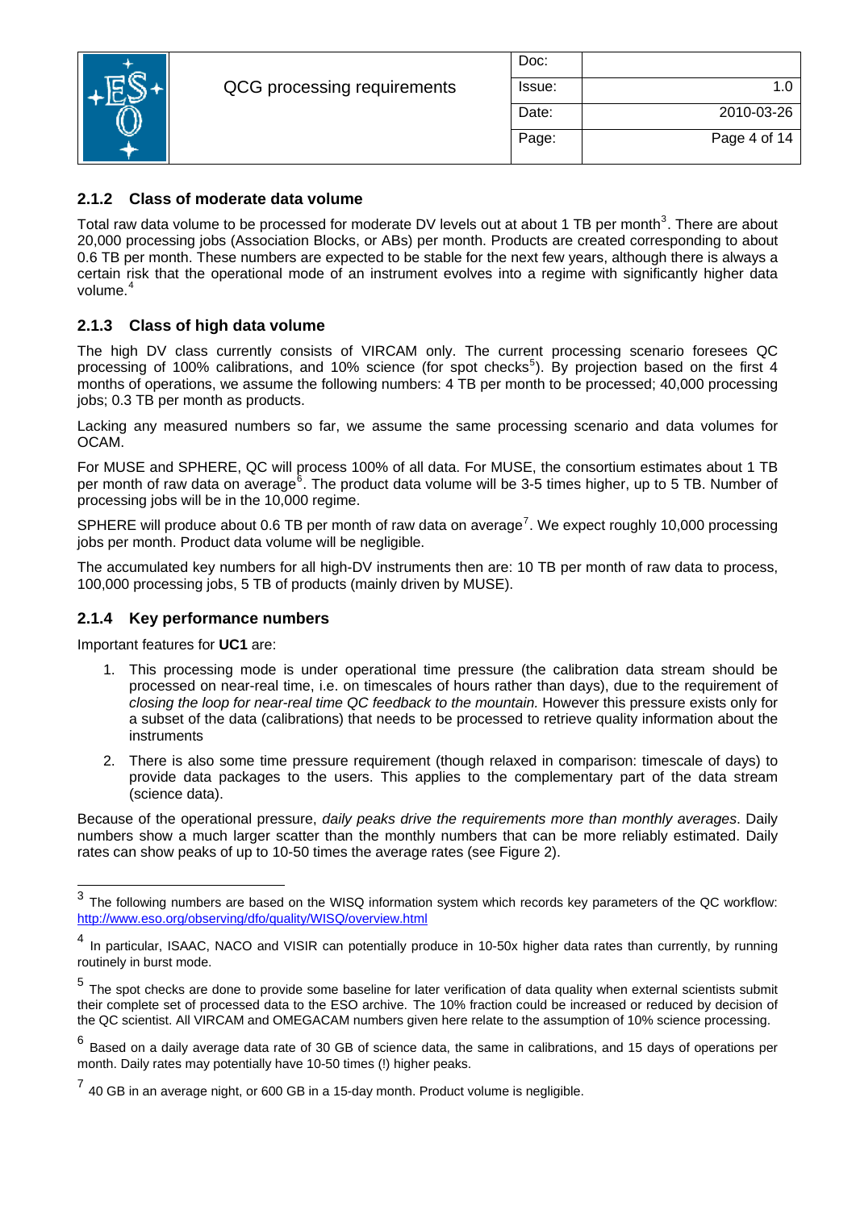### 2.1.2 Class of moderate data volume

Total raw data volume to be processed for moderate DV levels out at about 1 TB per month[3]. There are about 20,000 processing jobs (Association Blocks, or ABs) per month. Products are created corresponding to about 0.6 TB per month. These numbers are expected to be stable for the next few years, although there is always a certain risk that the operational mode of an instrument evolves into a regime with significantly higher data volume.[4]

### 2.1.3 Class of high data volume

The high DV class currently consists of VIRCAM only. The current processing scenario foresees QC processing of 100% calibrations, and 10% science (for spot checks[5]). By projection based on the first 4 months of operations, we assume the following numbers: 4 TB per month to be processed; 40,000 processing jobs; 0.3 TB per month as products.

Lacking any measured numbers so far, we assume the same processing scenario and data volumes for OCAM.

For MUSE and SPHERE, QC will process 100% of all data. For MUSE, the consortium estimates about 1 TB per month of raw data on average[6]. The product data volume will be 3-5 times higher, up to 5 TB. Number of processing jobs will be in the 10,000 regime.

SPHERE will produce about 0.6 TB per month of raw data on average[7]. We expect roughly 10,000 processing jobs per month. Product data volume will be negligible.

The accumulated key numbers for all high-DV instruments then are: 10 TB per month of raw data to process, 100,000 processing jobs, 5 TB of products (mainly driven by MUSE).

### 2.1.4 Key performance numbers

Important features for **UC1** are:

1. This processing mode is under operational time pressure (the calibration data stream should be processed on near-real time, i.e. on timescales of hours rather than days), due to the requirement of *closing the loop for near-real time QC feedback to the mountain.* However this pressure exists only for a subset of the data (calibrations) that needs to be processed to retrieve quality information about the instruments
2. There is also some time pressure requirement (though relaxed in comparison: timescale of days) to provide data packages to the users. This applies to the complementary part of the data stream (science data).

Because of the operational pressure, *daily peaks drive the requirements more than monthly averages*. Daily numbers show a much larger scatter than the monthly numbers that can be more reliably estimated. Daily rates can show peaks of up to 10-50 times the average rates (see Figure 2).

---

[3] The following numbers are based on the WISQ information system which records key parameters of the QC workflow: http://www.eso.org/observing/dfo/quality/WISQ/overview.html

[4] In particular, ISAAC, NACO and VISIR can potentially produce in 10-50x higher data rates than currently, by running routinely in burst mode.

[5] The spot checks are done to provide some baseline for later verification of data quality when external scientists submit their complete set of processed data to the ESO archive. The 10% fraction could be increased or reduced by decision of the QC scientist. All VIRCAM and OMEGACAM numbers given here relate to the assumption of 10% science processing.

[6] Based on a daily average data rate of 30 GB of science data, the same in calibrations, and 15 days of operations per month. Daily rates may potentially have 10-50 times (!) higher peaks.

[7] 40 GB in an average night, or 600 GB in a 15-day month. Product volume is negligible.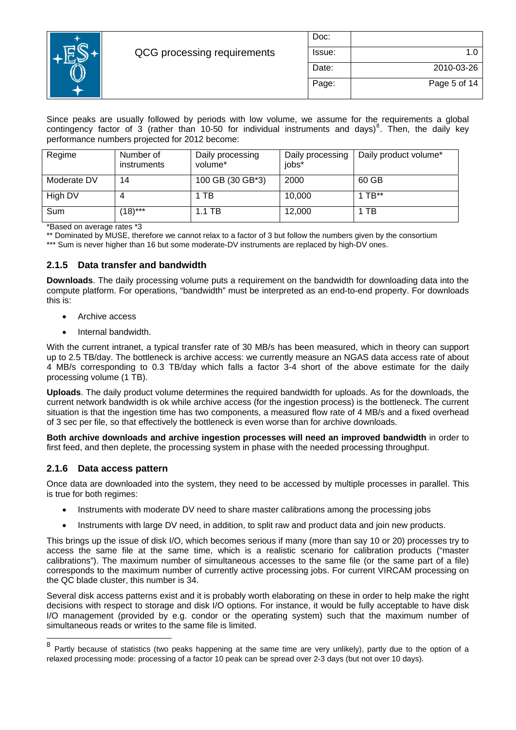Since peaks are usually followed by periods with low volume, we assume for the requirements a global contingency factor of 3 (rather than 10-50 for individual instruments and days)[8]. Then, the daily key performance numbers projected for 2012 become:

| Regime | Number of instruments | Daily processing volume* | Daily processing jobs* | Daily product volume* |
|---|---|---|---|---|
| Moderate DV | 14 | 100 GB (30 GB*3) | 2000 | 60 GB |
| High DV | 4 | 1 TB | 10,000 | 1 TB** |
| Sum | (18)*** | 1.1 TB | 12,000 | 1 TB |

*Based on average rates *3

** Dominated by MUSE, therefore we cannot relax to a factor of 3 but follow the numbers given by the consortium

*** Sum is never higher than 16 but some moderate-DV instruments are replaced by high-DV ones.

### 2.1.5 Data transfer and bandwidth

**Downloads**. The daily processing volume puts a requirement on the bandwidth for downloading data into the compute platform. For operations, "bandwidth" must be interpreted as an end-to-end property. For downloads this is:

- Archive access
- Internal bandwidth.

With the current intranet, a typical transfer rate of 30 MB/s has been measured, which in theory can support up to 2.5 TB/day. The bottleneck is archive access: we currently measure an NGAS data access rate of about 4 MB/s corresponding to 0.3 TB/day which falls a factor 3-4 short of the above estimate for the daily processing volume (1 TB).

**Uploads**. The daily product volume determines the required bandwidth for uploads. As for the downloads, the current network bandwidth is ok while archive access (for the ingestion process) is the bottleneck. The current situation is that the ingestion time has two components, a measured flow rate of 4 MB/s and a fixed overhead of 3 sec per file, so that effectively the bottleneck is even worse than for archive downloads.

**Both archive downloads and archive ingestion processes will need an improved bandwidth** in order to first feed, and then deplete, the processing system in phase with the needed processing throughput.

### 2.1.6 Data access pattern

Once data are downloaded into the system, they need to be accessed by multiple processes in parallel. This is true for both regimes:

- Instruments with moderate DV need to share master calibrations among the processing jobs
- Instruments with large DV need, in addition, to split raw and product data and join new products.

This brings up the issue of disk I/O, which becomes serious if many (more than say 10 or 20) processes try to access the same file at the same time, which is a realistic scenario for calibration products ("master calibrations"). The maximum number of simultaneous accesses to the same file (or the same part of a file) corresponds to the maximum number of currently active processing jobs. For current VIRCAM processing on the QC blade cluster, this number is 34.

Several disk access patterns exist and it is probably worth elaborating on these in order to help make the right decisions with respect to storage and disk I/O options. For instance, it would be fully acceptable to have disk I/O management (provided by e.g. condor or the operating system) such that the maximum number of simultaneous reads or writes to the same file is limited.

---

[8] Partly because of statistics (two peaks happening at the same time are very unlikely), partly due to the option of a relaxed processing mode: processing of a factor 10 peak can be spread over 2-3 days (but not over 10 days).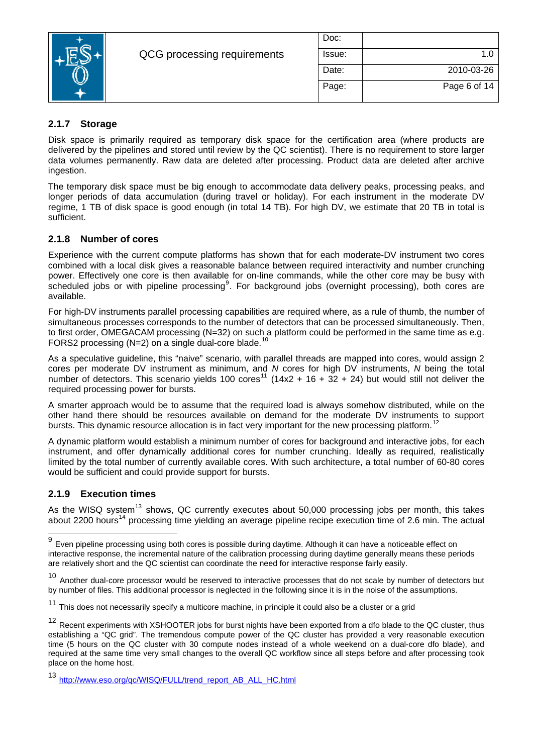### 2.1.7 Storage

Disk space is primarily required as temporary disk space for the certification area (where products are delivered by the pipelines and stored until review by the QC scientist). There is no requirement to store larger data volumes permanently. Raw data are deleted after processing. Product data are deleted after archive ingestion.

The temporary disk space must be big enough to accommodate data delivery peaks, processing peaks, and longer periods of data accumulation (during travel or holiday). For each instrument in the moderate DV regime, 1 TB of disk space is good enough (in total 14 TB). For high DV, we estimate that 20 TB in total is sufficient.

### 2.1.8 Number of cores

Experience with the current compute platforms has shown that for each moderate-DV instrument two cores combined with a local disk gives a reasonable balance between required interactivity and number crunching power. Effectively one core is then available for on-line commands, while the other core may be busy with scheduled jobs or with pipeline processing[9]. For background jobs (overnight processing), both cores are available.

For high-DV instruments parallel processing capabilities are required where, as a rule of thumb, the number of simultaneous processes corresponds to the number of detectors that can be processed simultaneously. Then, to first order, OMEGACAM processing (N=32) on such a platform could be performed in the same time as e.g. FORS2 processing (N=2) on a single dual-core blade.[10]

As a speculative guideline, this "naive" scenario, with parallel threads are mapped into cores, would assign 2 cores per moderate DV instrument as minimum, and *N* cores for high DV instruments, *N* being the total number of detectors. This scenario yields 100 cores[11] (14x2 + 16 + 32 + 24) but would still not deliver the required processing power for bursts.

A smarter approach would be to assume that the required load is always somehow distributed, while on the other hand there should be resources available on demand for the moderate DV instruments to support bursts. This dynamic resource allocation is in fact very important for the new processing platform.[12]

A dynamic platform would establish a minimum number of cores for background and interactive jobs, for each instrument, and offer dynamically additional cores for number crunching. Ideally as required, realistically limited by the total number of currently available cores. With such architecture, a total number of 60-80 cores would be sufficient and could provide support for bursts.

### 2.1.9 Execution times

As the WISQ system[13] shows, QC currently executes about 50,000 processing jobs per month, this takes about 2200 hours[14] processing time yielding an average pipeline recipe execution time of 2.6 min. The actual

---

[9] Even pipeline processing using both cores is possible during daytime. Although it can have a noticeable effect on interactive response, the incremental nature of the calibration processing during daytime generally means these periods are relatively short and the QC scientist can coordinate the need for interactive response fairly easily.

[10] Another dual-core processor would be reserved to interactive processes that do not scale by number of detectors but by number of files. This additional processor is neglected in the following since it is in the noise of the assumptions.

[11] This does not necessarily specify a multicore machine, in principle it could also be a cluster or a grid

[12] Recent experiments with XSHOOTER jobs for burst nights have been exported from a dfo blade to the QC cluster, thus establishing a "QC grid". The tremendous compute power of the QC cluster has provided a very reasonable execution time (5 hours on the QC cluster with 30 compute nodes instead of a whole weekend on a dual-core dfo blade), and required at the same time very small changes to the overall QC workflow since all steps before and after processing took place on the home host.

[13] http://www.eso.org/qc/WISQ/FULL/trend_report_AB_ALL_HC.html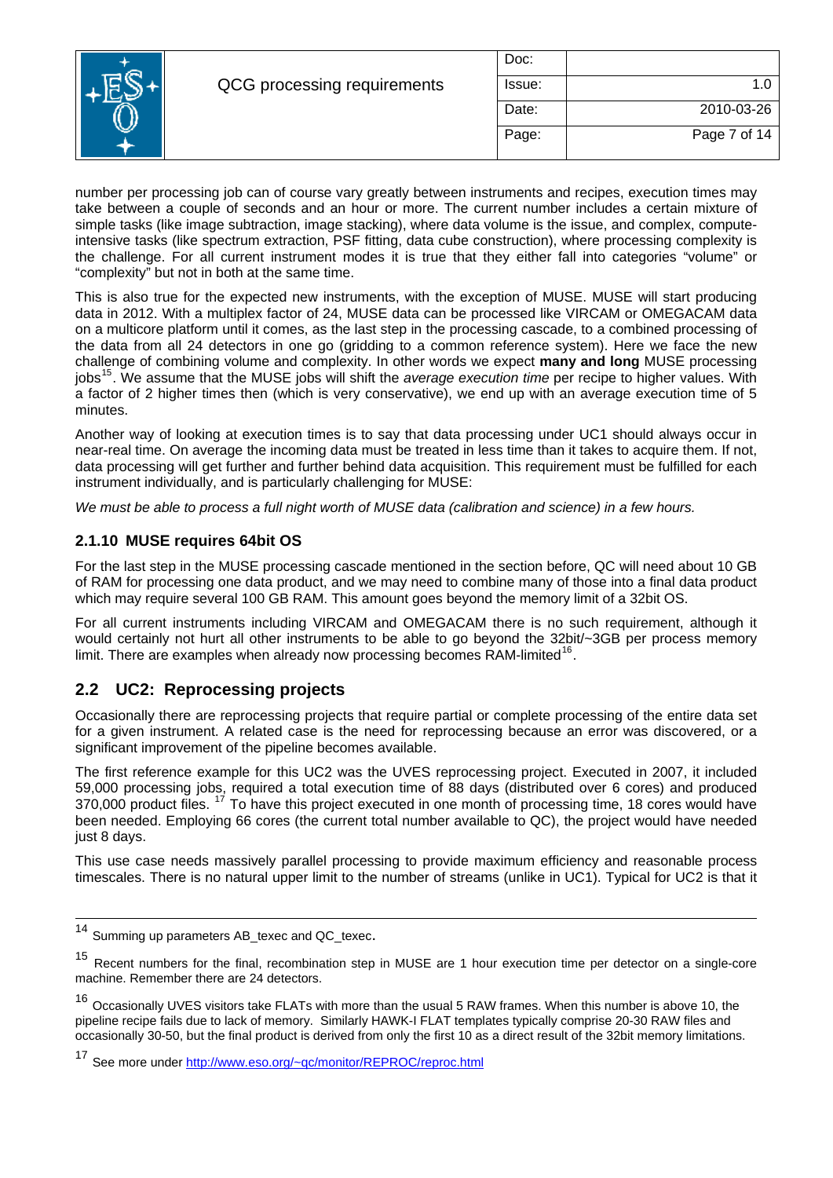number per processing job can of course vary greatly between instruments and recipes, execution times may take between a couple of seconds and an hour or more. The current number includes a certain mixture of simple tasks (like image subtraction, image stacking), where data volume is the issue, and complex, compute-intensive tasks (like spectrum extraction, PSF fitting, data cube construction), where processing complexity is the challenge. For all current instrument modes it is true that they either fall into categories "volume" or "complexity" but not in both at the same time.

This is also true for the expected new instruments, with the exception of MUSE. MUSE will start producing data in 2012. With a multiplex factor of 24, MUSE data can be processed like VIRCAM or OMEGACAM data on a multicore platform until it comes, as the last step in the processing cascade, to a combined processing of the data from all 24 detectors in one go (gridding to a common reference system). Here we face the new challenge of combining volume and complexity. In other words we expect **many and long** MUSE processing jobs[15]. We assume that the MUSE jobs will shift the *average execution time* per recipe to higher values. With a factor of 2 higher times then (which is very conservative), we end up with an average execution time of 5 minutes.

Another way of looking at execution times is to say that data processing under UC1 should always occur in near-real time. On average the incoming data must be treated in less time than it takes to acquire them. If not, data processing will get further and further behind data acquisition. This requirement must be fulfilled for each instrument individually, and is particularly challenging for MUSE:

*We must be able to process a full night worth of MUSE data (calibration and science) in a few hours.*

### 2.1.10 MUSE requires 64bit OS

For the last step in the MUSE processing cascade mentioned in the section before, QC will need about 10 GB of RAM for processing one data product, and we may need to combine many of those into a final data product which may require several 100 GB RAM. This amount goes beyond the memory limit of a 32bit OS.

For all current instruments including VIRCAM and OMEGACAM there is no such requirement, although it would certainly not hurt all other instruments to be able to go beyond the 32bit/~3GB per process memory limit. There are examples when already now processing becomes RAM-limited[16].

## 2.2 UC2: Reprocessing projects

Occasionally there are reprocessing projects that require partial or complete processing of the entire data set for a given instrument. A related case is the need for reprocessing because an error was discovered, or a significant improvement of the pipeline becomes available.

The first reference example for this UC2 was the UVES reprocessing project. Executed in 2007, it included 59,000 processing jobs, required a total execution time of 88 days (distributed over 6 cores) and produced 370,000 product files. [17] To have this project executed in one month of processing time, 18 cores would have been needed. Employing 66 cores (the current total number available to QC), the project would have needed just 8 days.

This use case needs massively parallel processing to provide maximum efficiency and reasonable process timescales. There is no natural upper limit to the number of streams (unlike in UC1). Typical for UC2 is that it

---

[14] Summing up parameters AB_texec and QC_texec.

[15] Recent numbers for the final, recombination step in MUSE are 1 hour execution time per detector on a single-core machine. Remember there are 24 detectors.

[16] Occasionally UVES visitors take FLATs with more than the usual 5 RAW frames. When this number is above 10, the pipeline recipe fails due to lack of memory. Similarly HAWK-I FLAT templates typically comprise 20-30 RAW files and occasionally 30-50, but the final product is derived from only the first 10 as a direct result of the 32bit memory limitations.

[17] See more under http://www.eso.org/~qc/monitor/REPROC/reproc.html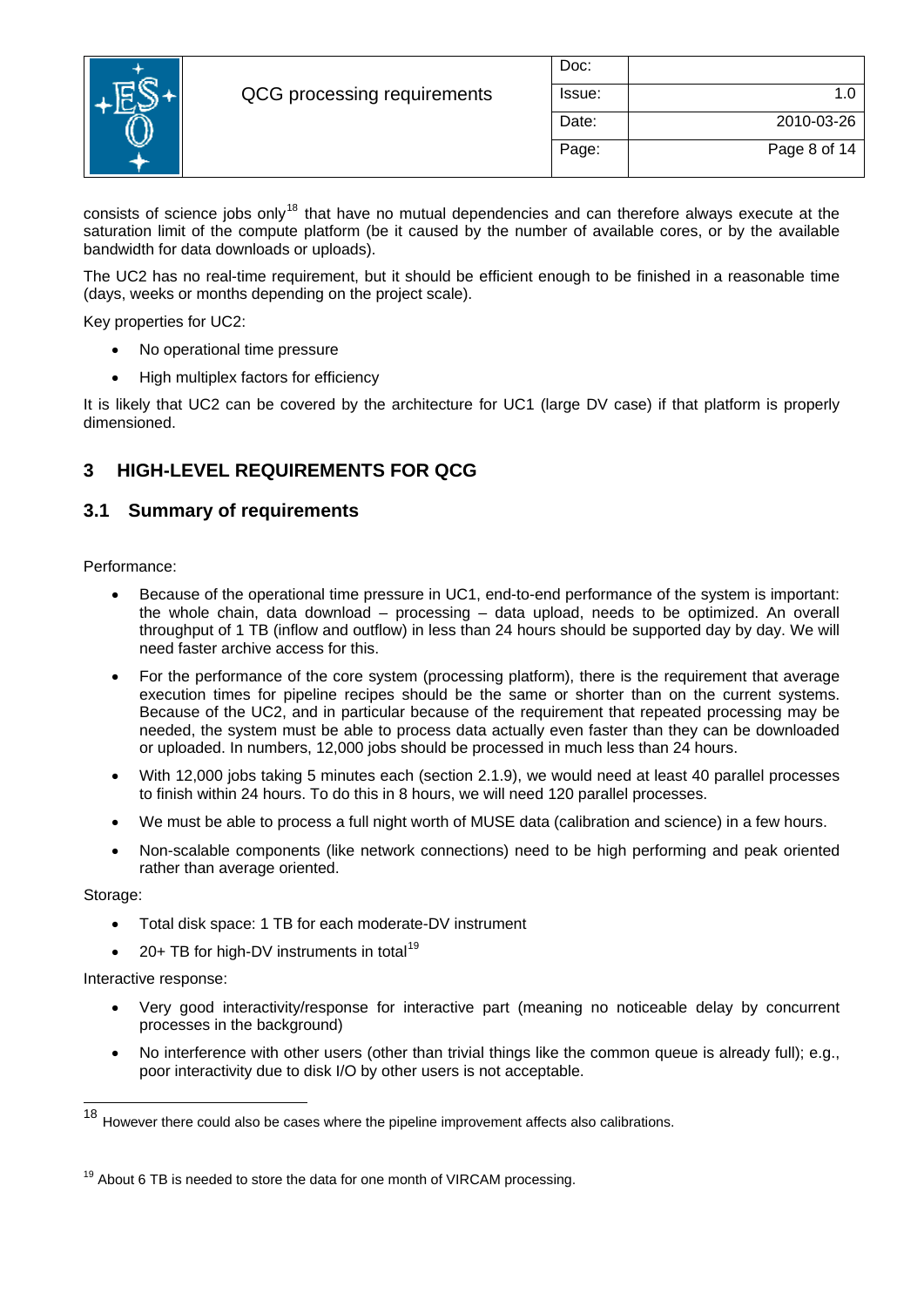consists of science jobs only[18] that have no mutual dependencies and can therefore always execute at the saturation limit of the compute platform (be it caused by the number of available cores, or by the available bandwidth for data downloads or uploads).

The UC2 has no real-time requirement, but it should be efficient enough to be finished in a reasonable time (days, weeks or months depending on the project scale).

Key properties for UC2:

- No operational time pressure
- High multiplex factors for efficiency

It is likely that UC2 can be covered by the architecture for UC1 (large DV case) if that platform is properly dimensioned.

# 3 HIGH-LEVEL REQUIREMENTS FOR QCG

## 3.1 Summary of requirements

Performance:

- Because of the operational time pressure in UC1, end-to-end performance of the system is important: the whole chain, data download – processing – data upload, needs to be optimized. An overall throughput of 1 TB (inflow and outflow) in less than 24 hours should be supported day by day. We will need faster archive access for this.
- For the performance of the core system (processing platform), there is the requirement that average execution times for pipeline recipes should be the same or shorter than on the current systems. Because of the UC2, and in particular because of the requirement that repeated processing may be needed, the system must be able to process data actually even faster than they can be downloaded or uploaded. In numbers, 12,000 jobs should be processed in much less than 24 hours.
- With 12,000 jobs taking 5 minutes each (section 2.1.9), we would need at least 40 parallel processes to finish within 24 hours. To do this in 8 hours, we will need 120 parallel processes.
- We must be able to process a full night worth of MUSE data (calibration and science) in a few hours.
- Non-scalable components (like network connections) need to be high performing and peak oriented rather than average oriented.

Storage:

- Total disk space: 1 TB for each moderate-DV instrument
- 20+ TB for high-DV instruments in total[19]

Interactive response:

- Very good interactivity/response for interactive part (meaning no noticeable delay by concurrent processes in the background)
- No interference with other users (other than trivial things like the common queue is already full); e.g., poor interactivity due to disk I/O by other users is not acceptable.

---

[18] However there could also be cases where the pipeline improvement affects also calibrations.

[19] About 6 TB is needed to store the data for one month of VIRCAM processing.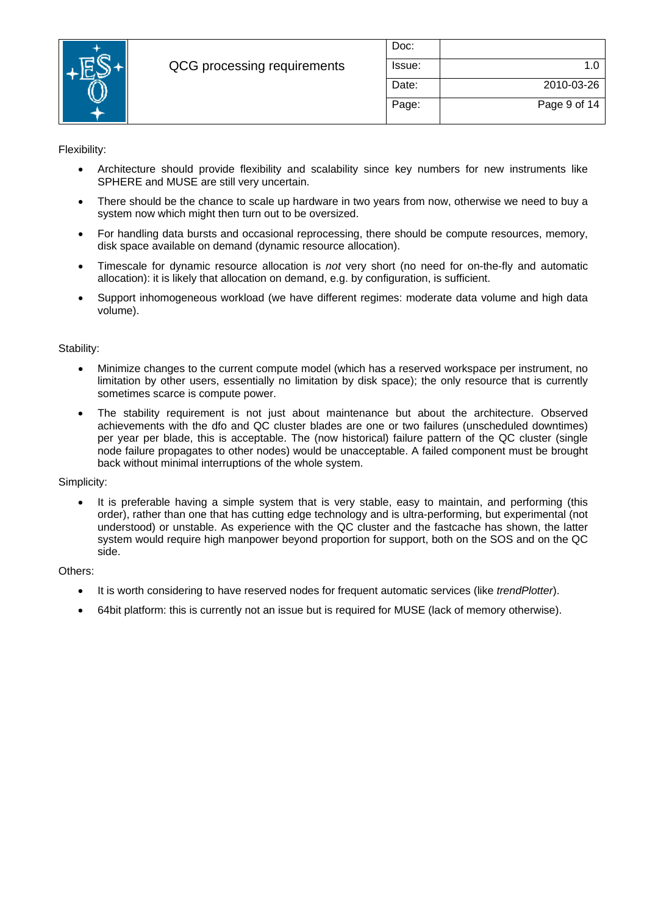Flexibility:

- Architecture should provide flexibility and scalability since key numbers for new instruments like SPHERE and MUSE are still very uncertain.
- There should be the chance to scale up hardware in two years from now, otherwise we need to buy a system now which might then turn out to be oversized.
- For handling data bursts and occasional reprocessing, there should be compute resources, memory, disk space available on demand (dynamic resource allocation).
- Timescale for dynamic resource allocation is *not* very short (no need for on-the-fly and automatic allocation): it is likely that allocation on demand, e.g. by configuration, is sufficient.
- Support inhomogeneous workload (we have different regimes: moderate data volume and high data volume).

Stability:

- Minimize changes to the current compute model (which has a reserved workspace per instrument, no limitation by other users, essentially no limitation by disk space); the only resource that is currently sometimes scarce is compute power.
- The stability requirement is not just about maintenance but about the architecture. Observed achievements with the dfo and QC cluster blades are one or two failures (unscheduled downtimes) per year per blade, this is acceptable. The (now historical) failure pattern of the QC cluster (single node failure propagates to other nodes) would be unacceptable. A failed component must be brought back without minimal interruptions of the whole system.

Simplicity:

- It is preferable having a simple system that is very stable, easy to maintain, and performing (this order), rather than one that has cutting edge technology and is ultra-performing, but experimental (not understood) or unstable. As experience with the QC cluster and the fastcache has shown, the latter system would require high manpower beyond proportion for support, both on the SOS and on the QC side.

Others:

- It is worth considering to have reserved nodes for frequent automatic services (like *trendPlotter*).
- 64bit platform: this is currently not an issue but is required for MUSE (lack of memory otherwise).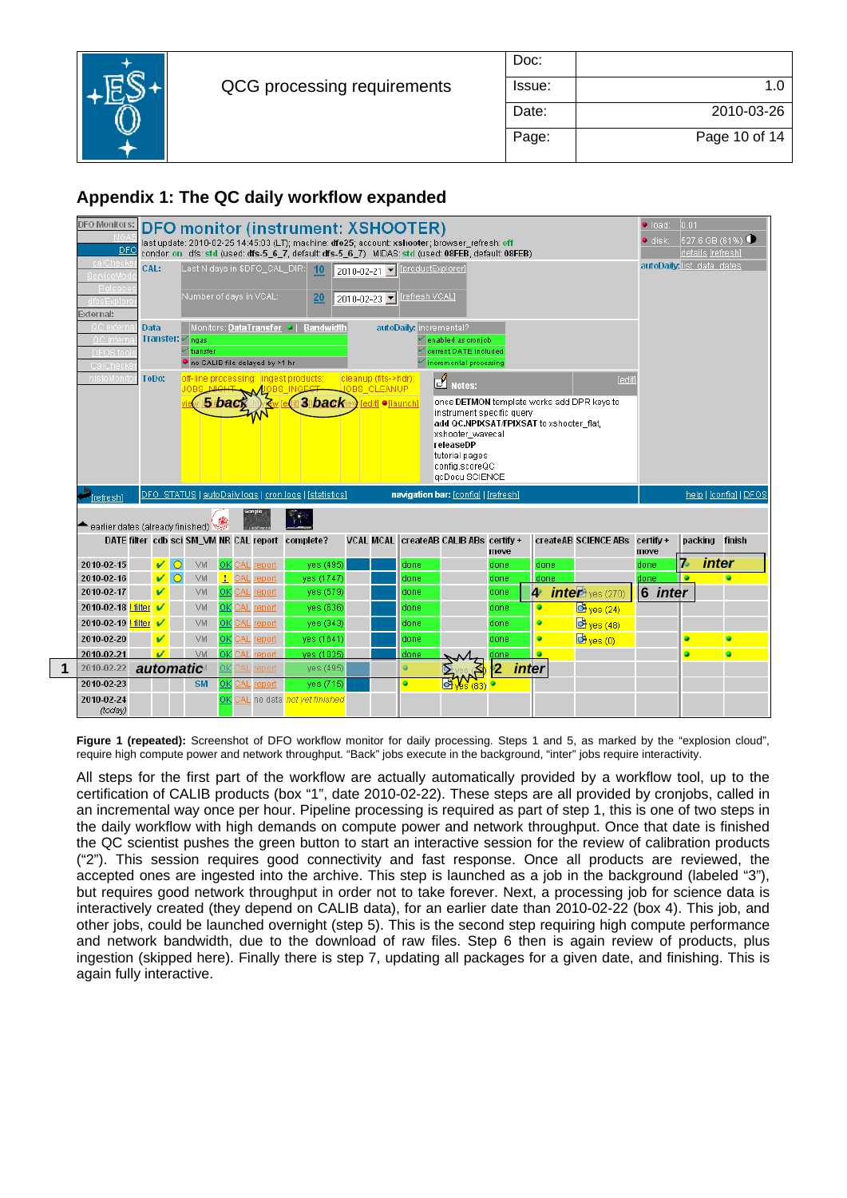## Appendix 1: The QC daily workflow expanded

**Figure 1 (repeated):** Screenshot of DFO workflow monitor for daily processing. Steps 1 and 5, as marked by the "explosion cloud", require high compute power and network throughput. "Back" jobs execute in the background, "inter" jobs require interactivity.

All steps for the first part of the workflow are actually automatically provided by a workflow tool, up to the certification of CALIB products (box "1", date 2010-02-22). These steps are all provided by cronjobs, called in an incremental way once per hour. Pipeline processing is required as part of step 1, this is one of two steps in the daily workflow with high demands on compute power and network throughput. Once that date is finished the QC scientist pushes the green button to start an interactive session for the review of calibration products ("2"). This session requires good connectivity and fast response. Once all products are reviewed, the accepted ones are ingested into the archive. This step is launched as a job in the background (labeled "3"), but requires good network throughput in order not to take forever. Next, a processing job for science data is interactively created (they depend on CALIB data), for an earlier date than 2010-02-22 (box 4). This job, and other jobs, could be launched overnight (step 5). This is the second step requiring high compute performance and network bandwidth, due to the download of raw files. Step 6 then is again review of products, plus ingestion (skipped here). Finally there is step 7, updating all packages for a given date, and finishing. This is again fully interactive.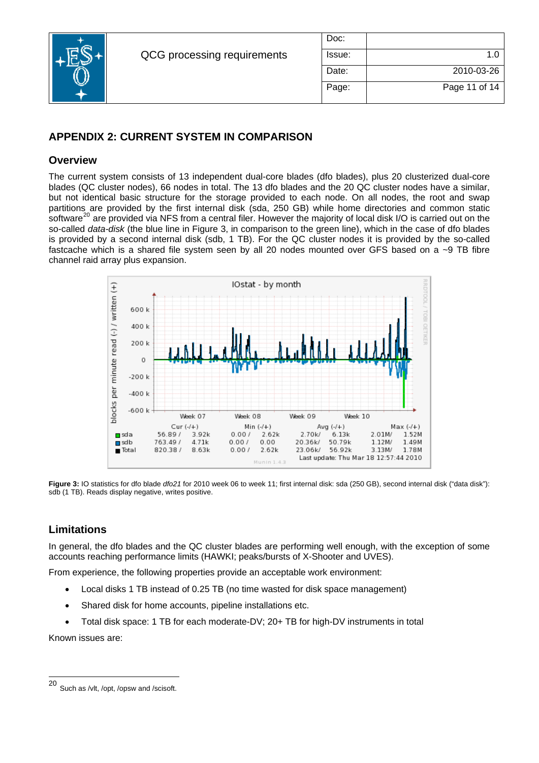## APPENDIX 2: CURRENT SYSTEM IN COMPARISON

### Overview

The current system consists of 13 independent dual-core blades (dfo blades), plus 20 clusterized dual-core blades (QC cluster nodes), 66 nodes in total. The 13 dfo blades and the 20 QC cluster nodes have a similar, but not identical basic structure for the storage provided to each node. On all nodes, the root and swap partitions are provided by the first internal disk (sda, 250 GB) while home directories and common static software[20] are provided via NFS from a central filer. However the majority of local disk I/O is carried out on the so-called *data-disk* (the blue line in Figure 3, in comparison to the green line), which in the case of dfo blades is provided by a second internal disk (sdb, 1 TB). For the QC cluster nodes it is provided by the so-called fastcache which is a shared file system seen by all 20 nodes mounted over GFS based on a ~9 TB fibre channel raid array plus expansion.

**Figure 3:** IO statistics for dfo blade *dfo21* for 2010 week 06 to week 11; first internal disk: sda (250 GB), second internal disk ("data disk"): sdb (1 TB). Reads display negative, writes positive.

### Limitations

In general, the dfo blades and the QC cluster blades are performing well enough, with the exception of some accounts reaching performance limits (HAWKI; peaks/bursts of X-Shooter and UVES).

From experience, the following properties provide an acceptable work environment:

- Local disks 1 TB instead of 0.25 TB (no time wasted for disk space management)
- Shared disk for home accounts, pipeline installations etc.
- Total disk space: 1 TB for each moderate-DV; 20+ TB for high-DV instruments in total

Known issues are:

[20] Such as /vlt, /opt, /opsw and /scisoft.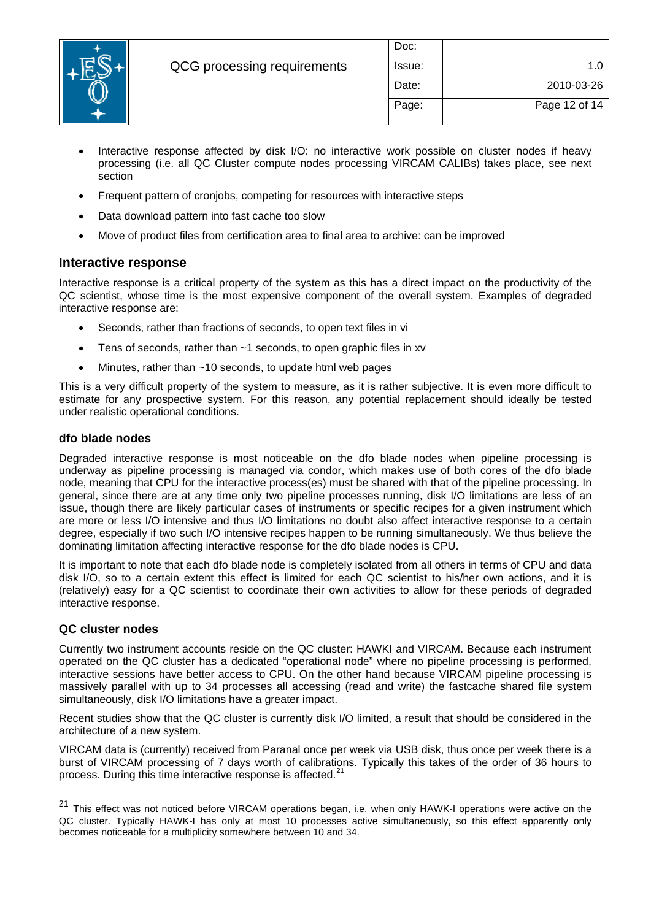- Interactive response affected by disk I/O: no interactive work possible on cluster nodes if heavy processing (i.e. all QC Cluster compute nodes processing VIRCAM CALIBs) takes place, see next section
- Frequent pattern of cronjobs, competing for resources with interactive steps
- Data download pattern into fast cache too slow
- Move of product files from certification area to final area to archive: can be improved

## Interactive response

Interactive response is a critical property of the system as this has a direct impact on the productivity of the QC scientist, whose time is the most expensive component of the overall system. Examples of degraded interactive response are:

- Seconds, rather than fractions of seconds, to open text files in vi
- Tens of seconds, rather than ~1 seconds, to open graphic files in xv
- Minutes, rather than ~10 seconds, to update html web pages

This is a very difficult property of the system to measure, as it is rather subjective. It is even more difficult to estimate for any prospective system. For this reason, any potential replacement should ideally be tested under realistic operational conditions.

### dfo blade nodes

Degraded interactive response is most noticeable on the dfo blade nodes when pipeline processing is underway as pipeline processing is managed via condor, which makes use of both cores of the dfo blade node, meaning that CPU for the interactive process(es) must be shared with that of the pipeline processing. In general, since there are at any time only two pipeline processes running, disk I/O limitations are less of an issue, though there are likely particular cases of instruments or specific recipes for a given instrument which are more or less I/O intensive and thus I/O limitations no doubt also affect interactive response to a certain degree, especially if two such I/O intensive recipes happen to be running simultaneously. We thus believe the dominating limitation affecting interactive response for the dfo blade nodes is CPU.

It is important to note that each dfo blade node is completely isolated from all others in terms of CPU and data disk I/O, so to a certain extent this effect is limited for each QC scientist to his/her own actions, and it is (relatively) easy for a QC scientist to coordinate their own activities to allow for these periods of degraded interactive response.

### QC cluster nodes

Currently two instrument accounts reside on the QC cluster: HAWKI and VIRCAM. Because each instrument operated on the QC cluster has a dedicated "operational node" where no pipeline processing is performed, interactive sessions have better access to CPU. On the other hand because VIRCAM pipeline processing is massively parallel with up to 34 processes all accessing (read and write) the fastcache shared file system simultaneously, disk I/O limitations have a greater impact.

Recent studies show that the QC cluster is currently disk I/O limited, a result that should be considered in the architecture of a new system.

VIRCAM data is (currently) received from Paranal once per week via USB disk, thus once per week there is a burst of VIRCAM processing of 7 days worth of calibrations. Typically this takes of the order of 36 hours to process. During this time interactive response is affected.[21]

---

[21] This effect was not noticed before VIRCAM operations began, i.e. when only HAWK-I operations were active on the QC cluster. Typically HAWK-I has only at most 10 processes active simultaneously, so this effect apparently only becomes noticeable for a multiplicity somewhere between 10 and 34.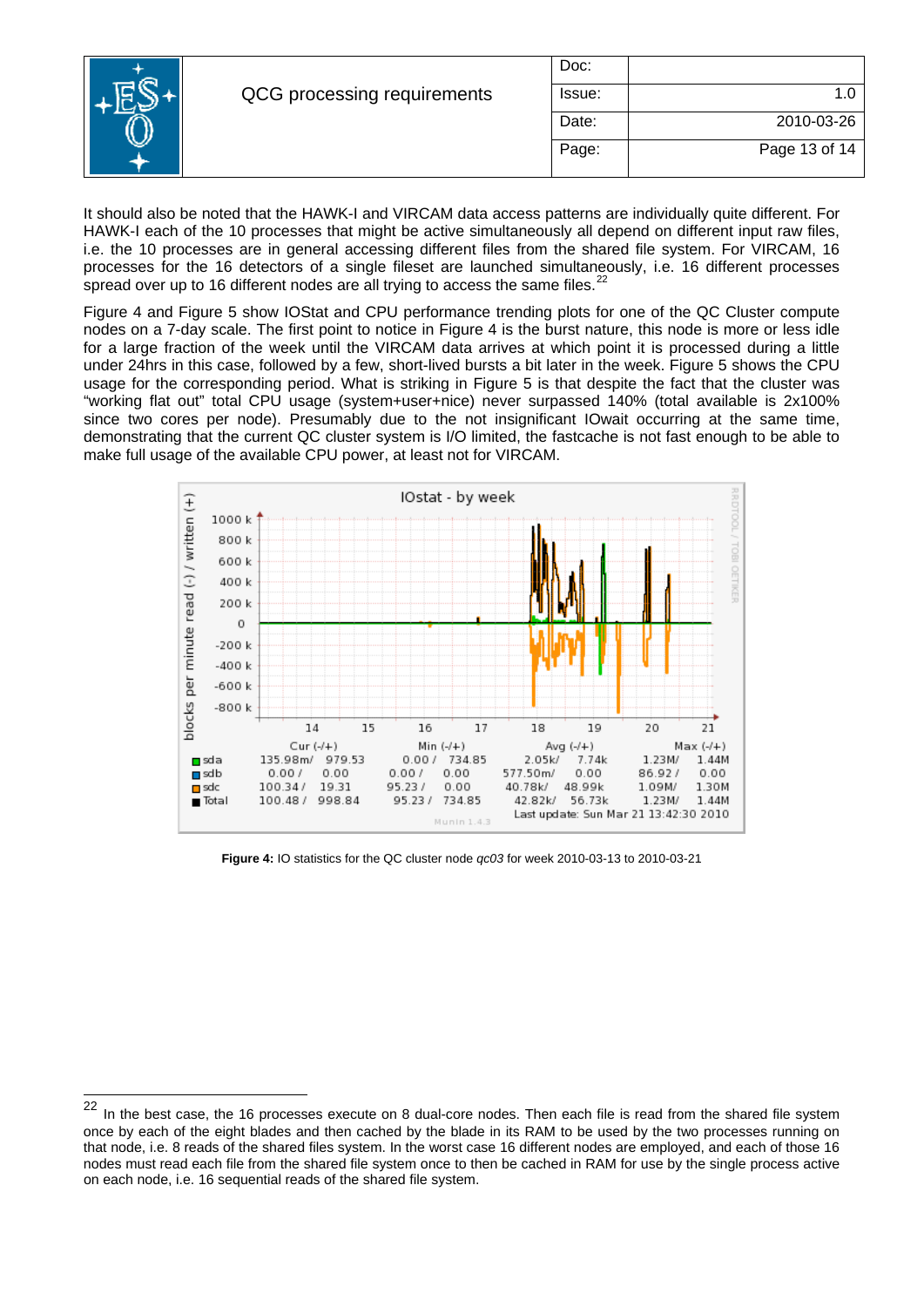It should also be noted that the HAWK-I and VIRCAM data access patterns are individually quite different. For HAWK-I each of the 10 processes that might be active simultaneously all depend on different input raw files, i.e. the 10 processes are in general accessing different files from the shared file system. For VIRCAM, 16 processes for the 16 detectors of a single fileset are launched simultaneously, i.e. 16 different processes spread over up to 16 different nodes are all trying to access the same files.[22]

Figure 4 and Figure 5 show IOStat and CPU performance trending plots for one of the QC Cluster compute nodes on a 7-day scale. The first point to notice in Figure 4 is the burst nature, this node is more or less idle for a large fraction of the week until the VIRCAM data arrives at which point it is processed during a little under 24hrs in this case, followed by a few, short-lived bursts a bit later in the week. Figure 5 shows the CPU usage for the corresponding period. What is striking in Figure 5 is that despite the fact that the cluster was "working flat out" total CPU usage (system+user+nice) never surpassed 140% (total available is 2x100% since two cores per node). Presumably due to the not insignificant IOwait occurring at the same time, demonstrating that the current QC cluster system is I/O limited, the fastcache is not fast enough to be able to make full usage of the available CPU power, at least not for VIRCAM.

**Figure 4:** IO statistics for the QC cluster node *qc03* for week 2010-03-13 to 2010-03-21

---

[22] In the best case, the 16 processes execute on 8 dual-core nodes. Then each file is read from the shared file system once by each of the eight blades and then cached by the blade in its RAM to be used by the two processes running on that node, i.e. 8 reads of the shared files system. In the worst case 16 different nodes are employed, and each of those 16 nodes must read each file from the shared file system once to then be cached in RAM for use by the single process active on each node, i.e. 16 sequential reads of the shared file system.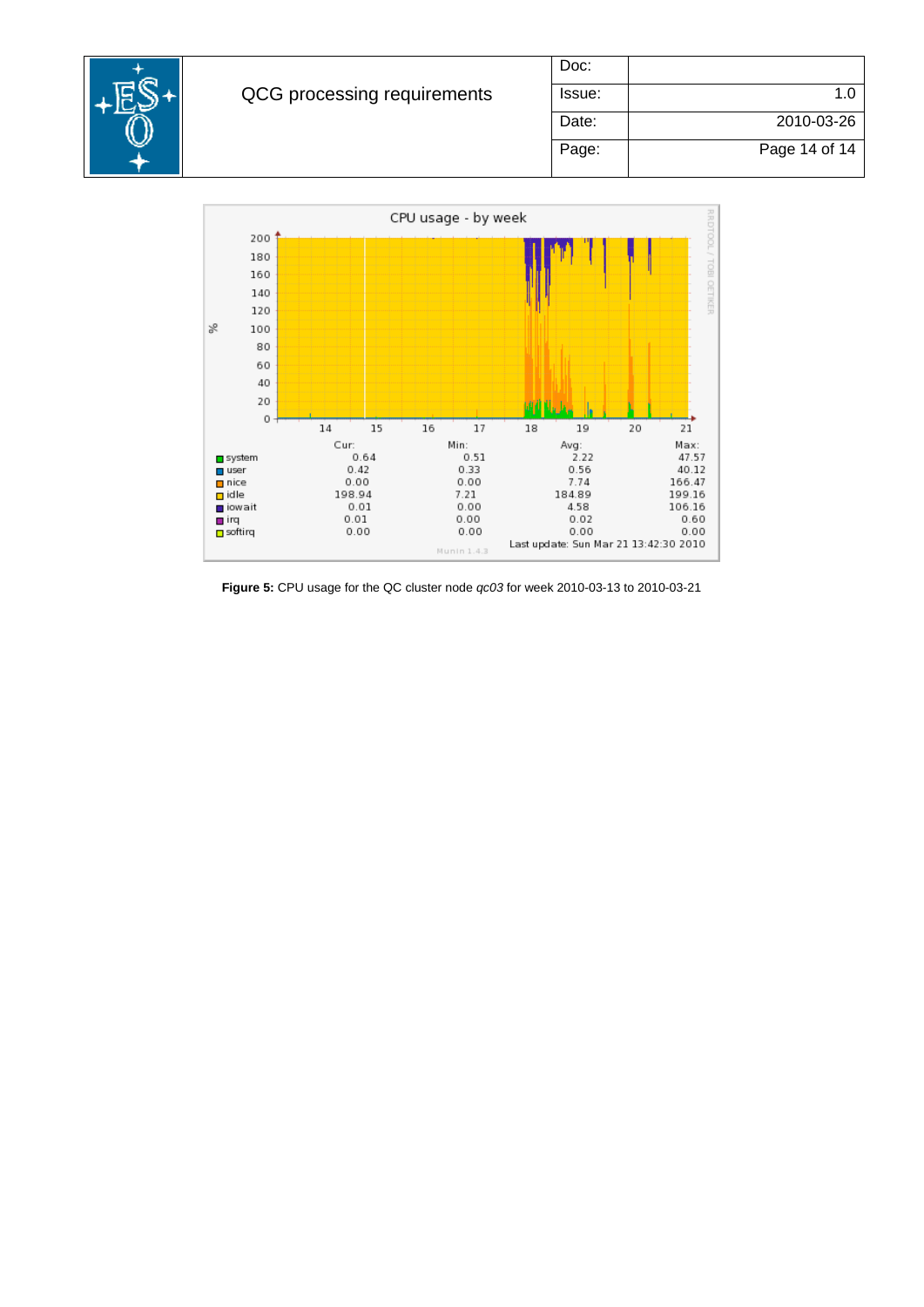CPU usage - by week

%

200
180
160
140
120
100
80
60
40
20
0

14 15 16 17 18 19 20 21

RRDTOOL / TOBI OETIKER

Cur: Min: Avg: Max:

system 0.64 0.51 2.22 47.57
user 0.42 0.33 0.56 40.12
nice 0.00 0.00 7.74 166.47
idle 198.94 7.21 184.89 199.16
iowait 0.01 0.00 4.58 106.16
irq 0.01 0.00 0.02 0.60
softirq 0.00 0.00 0.00 0.00

Last update: Sun Mar 21 13:42:30 2010

Munin 1.4.3

**Figure 5:** CPU usage for the QC cluster node *qc03* for week 2010-03-13 to 2010-03-21